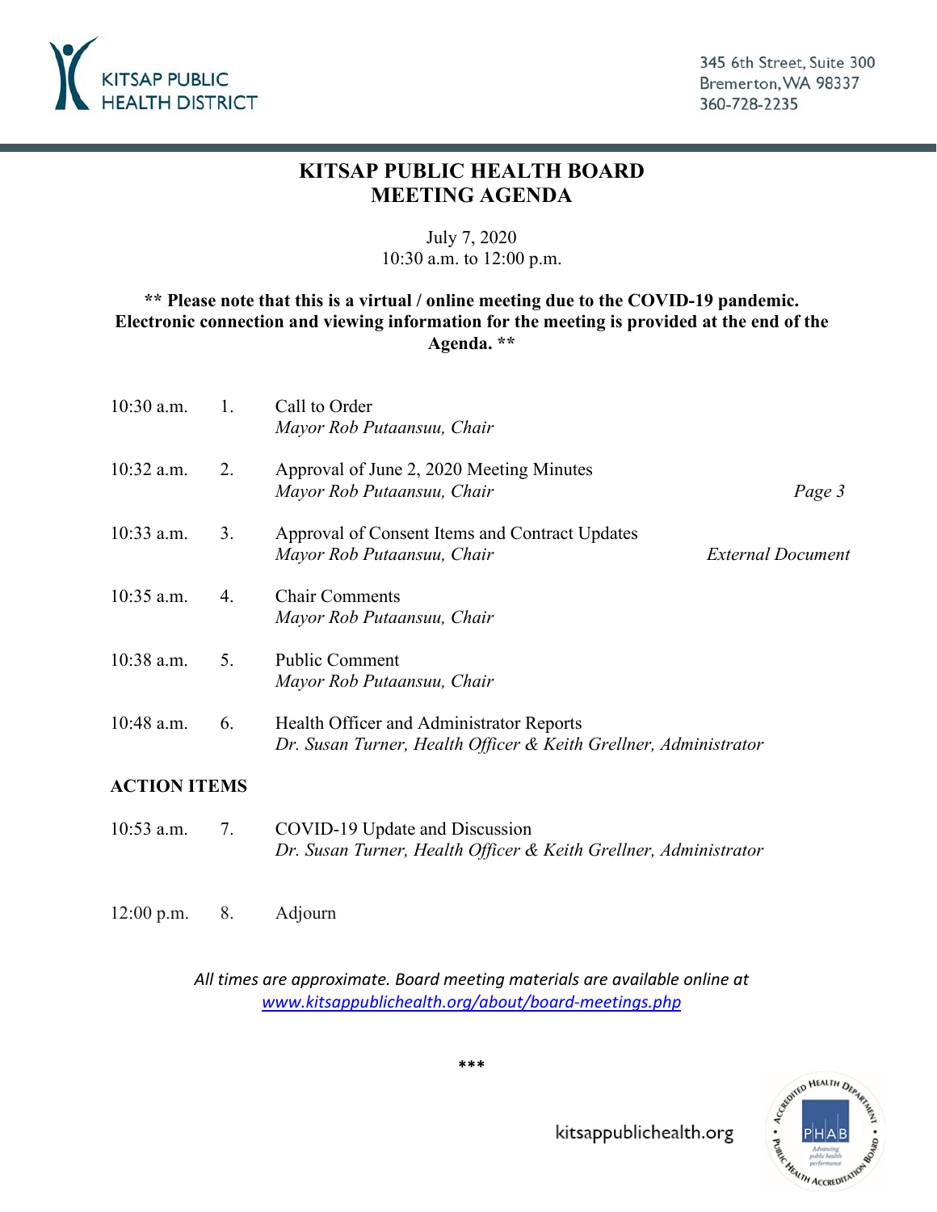KITSAP PUBLIC HEALTH DISTRICT

345 6th Street, Suite 300
Bremerton, WA 98337
360-728-2235

# KITSAP PUBLIC HEALTH BOARD
# MEETING AGENDA

July 7, 2020
10:30 a.m. to 12:00 p.m.

**\*\* Please note that this is a virtual / online meeting due to the COVID-19 pandemic. Electronic connection and viewing information for the meeting is provided at the end of the Agenda. \*\***

| | | | |
|---|---|---|---|
| 10:30 a.m. | 1. | Call to Order<br>*Mayor Rob Putaansuu, Chair* | |
| 10:32 a.m. | 2. | Approval of June 2, 2020 Meeting Minutes<br>*Mayor Rob Putaansuu, Chair* | *Page 3* |
| 10:33 a.m. | 3. | Approval of Consent Items and Contract Updates<br>*Mayor Rob Putaansuu, Chair* | *External Document* |
| 10:35 a.m. | 4. | Chair Comments<br>*Mayor Rob Putaansuu, Chair* | |
| 10:38 a.m. | 5. | Public Comment<br>*Mayor Rob Putaansuu, Chair* | |
| 10:48 a.m. | 6. | Health Officer and Administrator Reports<br>*Dr. Susan Turner, Health Officer & Keith Grellner, Administrator* | |

**ACTION ITEMS**

| | | | |
|---|---|---|---|
| 10:53 a.m. | 7. | COVID-19 Update and Discussion<br>*Dr. Susan Turner, Health Officer & Keith Grellner, Administrator* | |
| 12:00 p.m. | 8. | Adjourn | |

*All times are approximate. Board meeting materials are available online at [www.kitsappublichealth.org/about/board-meetings.php](http://www.kitsappublichealth.org/about/board-meetings.php)*

\*\*\*

kitsappublichealth.org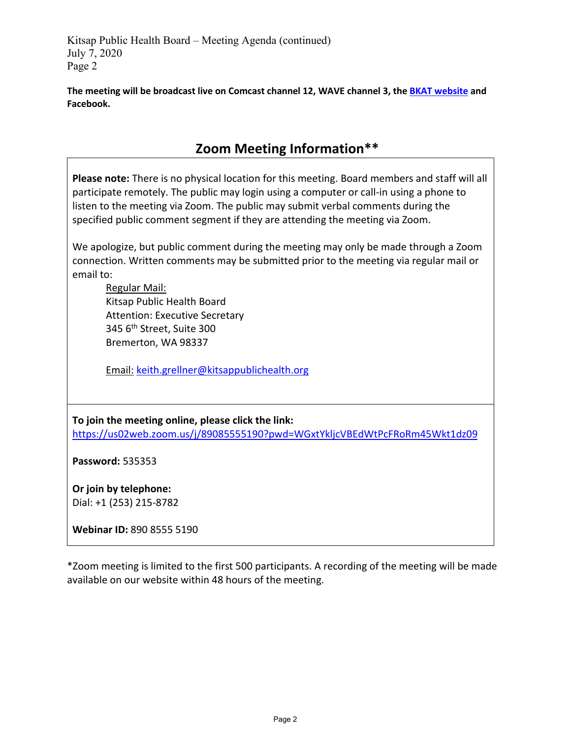**The meeting will be broadcast live on Comcast channel 12, WAVE channel 3, the BKAT website and Facebook.**

## Zoom Meeting Information**

**Please note:** There is no physical location for this meeting. Board members and staff will all participate remotely. The public may login using a computer or call-in using a phone to listen to the meeting via Zoom. The public may submit verbal comments during the specified public comment segment if they are attending the meeting via Zoom.

We apologize, but public comment during the meeting may only be made through a Zoom connection. Written comments may be submitted prior to the meeting via regular mail or email to:

Regular Mail:
Kitsap Public Health Board
Attention: Executive Secretary
345 6th Street, Suite 300
Bremerton, WA 98337

Email: keith.grellner@kitsappublichealth.org

**To join the meeting online, please click the link:**
https://us02web.zoom.us/j/89085555190?pwd=WGxtYkljcVBEdWtPcFRoRm45Wkt1dz09

**Password:** 535353

**Or join by telephone:**
Dial: +1 (253) 215-8782

**Webinar ID:** 890 8555 5190

*Zoom meeting is limited to the first 500 participants. A recording of the meeting will be made available on our website within 48 hours of the meeting.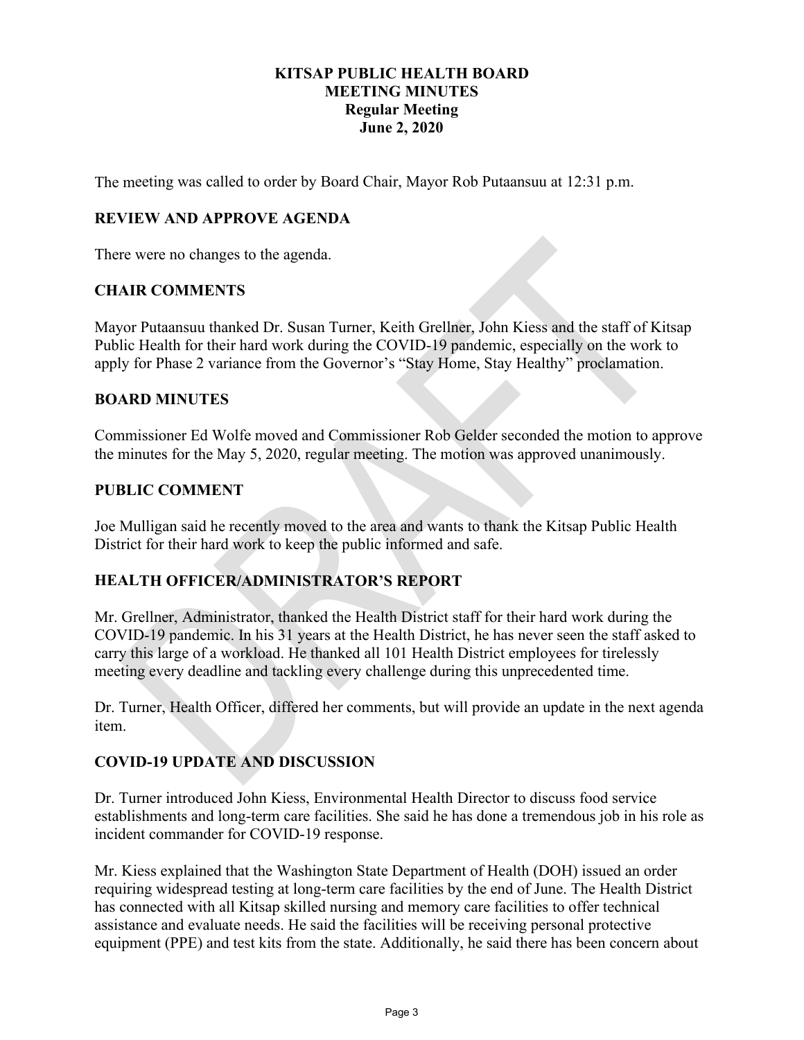**KITSAP PUBLIC HEALTH BOARD**
**MEETING MINUTES**
**Regular Meeting**
**June 2, 2020**

The meeting was called to order by Board Chair, Mayor Rob Putaansuu at 12:31 p.m.

## REVIEW AND APPROVE AGENDA

There were no changes to the agenda.

## CHAIR COMMENTS

Mayor Putaansuu thanked Dr. Susan Turner, Keith Grellner, John Kiess and the staff of Kitsap Public Health for their hard work during the COVID-19 pandemic, especially on the work to apply for Phase 2 variance from the Governor's "Stay Home, Stay Healthy" proclamation.

## BOARD MINUTES

Commissioner Ed Wolfe moved and Commissioner Rob Gelder seconded the motion to approve the minutes for the May 5, 2020, regular meeting. The motion was approved unanimously.

## PUBLIC COMMENT

Joe Mulligan said he recently moved to the area and wants to thank the Kitsap Public Health District for their hard work to keep the public informed and safe.

## HEALTH OFFICER/ADMINISTRATOR'S REPORT

Mr. Grellner, Administrator, thanked the Health District staff for their hard work during the COVID-19 pandemic. In his 31 years at the Health District, he has never seen the staff asked to carry this large of a workload. He thanked all 101 Health District employees for tirelessly meeting every deadline and tackling every challenge during this unprecedented time.

Dr. Turner, Health Officer, differed her comments, but will provide an update in the next agenda item.

## COVID-19 UPDATE AND DISCUSSION

Dr. Turner introduced John Kiess, Environmental Health Director to discuss food service establishments and long-term care facilities. She said he has done a tremendous job in his role as incident commander for COVID-19 response.

Mr. Kiess explained that the Washington State Department of Health (DOH) issued an order requiring widespread testing at long-term care facilities by the end of June. The Health District has connected with all Kitsap skilled nursing and memory care facilities to offer technical assistance and evaluate needs. He said the facilities will be receiving personal protective equipment (PPE) and test kits from the state. Additionally, he said there has been concern about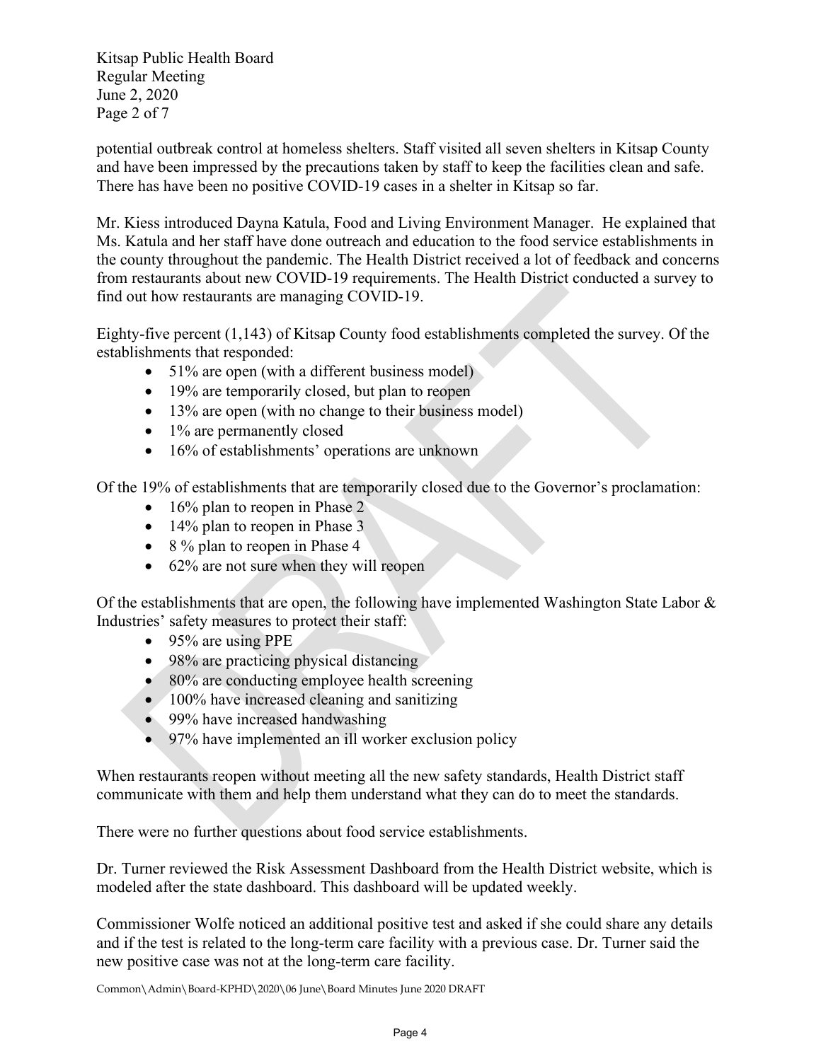potential outbreak control at homeless shelters. Staff visited all seven shelters in Kitsap County and have been impressed by the precautions taken by staff to keep the facilities clean and safe. There has have been no positive COVID-19 cases in a shelter in Kitsap so far.

Mr. Kiess introduced Dayna Katula, Food and Living Environment Manager. He explained that Ms. Katula and her staff have done outreach and education to the food service establishments in the county throughout the pandemic. The Health District received a lot of feedback and concerns from restaurants about new COVID-19 requirements. The Health District conducted a survey to find out how restaurants are managing COVID-19.

Eighty-five percent (1,143) of Kitsap County food establishments completed the survey. Of the establishments that responded:

- 51% are open (with a different business model)
- 19% are temporarily closed, but plan to reopen
- 13% are open (with no change to their business model)
- 1% are permanently closed
- 16% of establishments' operations are unknown

Of the 19% of establishments that are temporarily closed due to the Governor's proclamation:

- 16% plan to reopen in Phase 2
- 14% plan to reopen in Phase 3
- 8 % plan to reopen in Phase 4
- 62% are not sure when they will reopen

Of the establishments that are open, the following have implemented Washington State Labor & Industries' safety measures to protect their staff:

- 95% are using PPE
- 98% are practicing physical distancing
- 80% are conducting employee health screening
- 100% have increased cleaning and sanitizing
- 99% have increased handwashing
- 97% have implemented an ill worker exclusion policy

When restaurants reopen without meeting all the new safety standards, Health District staff communicate with them and help them understand what they can do to meet the standards.

There were no further questions about food service establishments.

Dr. Turner reviewed the Risk Assessment Dashboard from the Health District website, which is modeled after the state dashboard. This dashboard will be updated weekly.

Commissioner Wolfe noticed an additional positive test and asked if she could share any details and if the test is related to the long-term care facility with a previous case. Dr. Turner said the new positive case was not at the long-term care facility.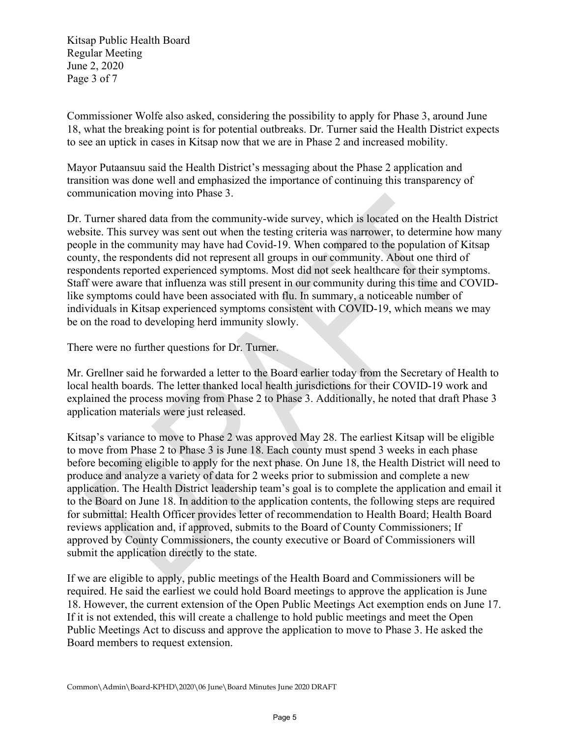Commissioner Wolfe also asked, considering the possibility to apply for Phase 3, around June 18, what the breaking point is for potential outbreaks. Dr. Turner said the Health District expects to see an uptick in cases in Kitsap now that we are in Phase 2 and increased mobility.

Mayor Putaansuu said the Health District's messaging about the Phase 2 application and transition was done well and emphasized the importance of continuing this transparency of communication moving into Phase 3.

Dr. Turner shared data from the community-wide survey, which is located on the Health District website. This survey was sent out when the testing criteria was narrower, to determine how many people in the community may have had Covid-19. When compared to the population of Kitsap county, the respondents did not represent all groups in our community. About one third of respondents reported experienced symptoms. Most did not seek healthcare for their symptoms. Staff were aware that influenza was still present in our community during this time and COVID-like symptoms could have been associated with flu. In summary, a noticeable number of individuals in Kitsap experienced symptoms consistent with COVID-19, which means we may be on the road to developing herd immunity slowly.

There were no further questions for Dr. Turner.

Mr. Grellner said he forwarded a letter to the Board earlier today from the Secretary of Health to local health boards. The letter thanked local health jurisdictions for their COVID-19 work and explained the process moving from Phase 2 to Phase 3. Additionally, he noted that draft Phase 3 application materials were just released.

Kitsap's variance to move to Phase 2 was approved May 28. The earliest Kitsap will be eligible to move from Phase 2 to Phase 3 is June 18. Each county must spend 3 weeks in each phase before becoming eligible to apply for the next phase. On June 18, the Health District will need to produce and analyze a variety of data for 2 weeks prior to submission and complete a new application. The Health District leadership team's goal is to complete the application and email it to the Board on June 18. In addition to the application contents, the following steps are required for submittal: Health Officer provides letter of recommendation to Health Board; Health Board reviews application and, if approved, submits to the Board of County Commissioners; If approved by County Commissioners, the county executive or Board of Commissioners will submit the application directly to the state.

If we are eligible to apply, public meetings of the Health Board and Commissioners will be required. He said the earliest we could hold Board meetings to approve the application is June 18. However, the current extension of the Open Public Meetings Act exemption ends on June 17. If it is not extended, this will create a challenge to hold public meetings and meet the Open Public Meetings Act to discuss and approve the application to move to Phase 3. He asked the Board members to request extension.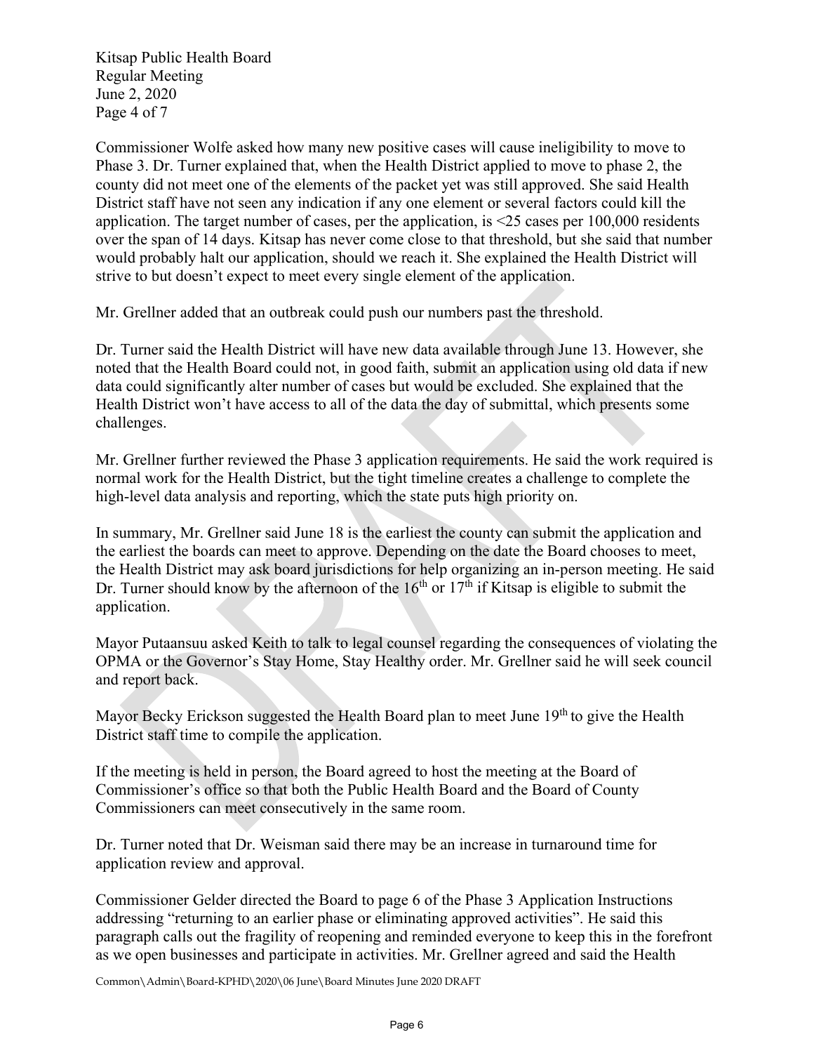Commissioner Wolfe asked how many new positive cases will cause ineligibility to move to Phase 3. Dr. Turner explained that, when the Health District applied to move to phase 2, the county did not meet one of the elements of the packet yet was still approved. She said Health District staff have not seen any indication if any one element or several factors could kill the application. The target number of cases, per the application, is <25 cases per 100,000 residents over the span of 14 days. Kitsap has never come close to that threshold, but she said that number would probably halt our application, should we reach it. She explained the Health District will strive to but doesn't expect to meet every single element of the application.

Mr. Grellner added that an outbreak could push our numbers past the threshold.

Dr. Turner said the Health District will have new data available through June 13. However, she noted that the Health Board could not, in good faith, submit an application using old data if new data could significantly alter number of cases but would be excluded. She explained that the Health District won't have access to all of the data the day of submittal, which presents some challenges.

Mr. Grellner further reviewed the Phase 3 application requirements. He said the work required is normal work for the Health District, but the tight timeline creates a challenge to complete the high-level data analysis and reporting, which the state puts high priority on.

In summary, Mr. Grellner said June 18 is the earliest the county can submit the application and the earliest the boards can meet to approve. Depending on the date the Board chooses to meet, the Health District may ask board jurisdictions for help organizing an in-person meeting. He said Dr. Turner should know by the afternoon of the 16th or 17th if Kitsap is eligible to submit the application.

Mayor Putaansuu asked Keith to talk to legal counsel regarding the consequences of violating the OPMA or the Governor's Stay Home, Stay Healthy order. Mr. Grellner said he will seek council and report back.

Mayor Becky Erickson suggested the Health Board plan to meet June 19th to give the Health District staff time to compile the application.

If the meeting is held in person, the Board agreed to host the meeting at the Board of Commissioner's office so that both the Public Health Board and the Board of County Commissioners can meet consecutively in the same room.

Dr. Turner noted that Dr. Weisman said there may be an increase in turnaround time for application review and approval.

Commissioner Gelder directed the Board to page 6 of the Phase 3 Application Instructions addressing "returning to an earlier phase or eliminating approved activities". He said this paragraph calls out the fragility of reopening and reminded everyone to keep this in the forefront as we open businesses and participate in activities. Mr. Grellner agreed and said the Health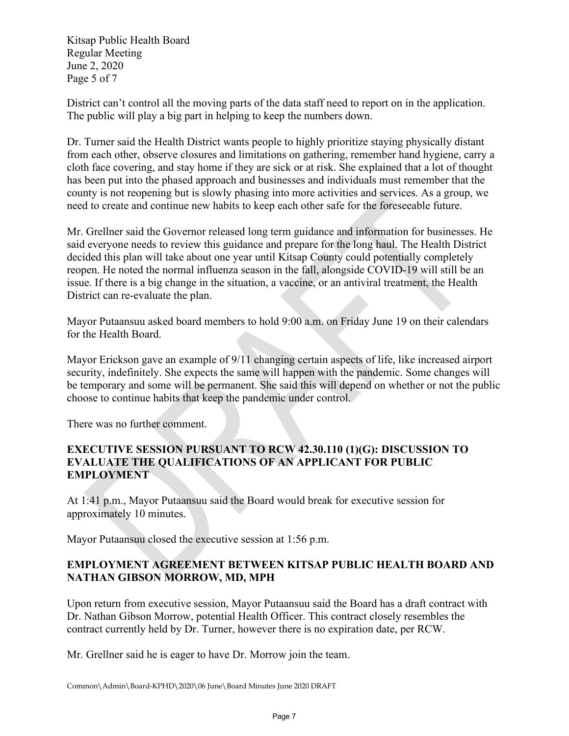District can't control all the moving parts of the data staff need to report on in the application. The public will play a big part in helping to keep the numbers down.

Dr. Turner said the Health District wants people to highly prioritize staying physically distant from each other, observe closures and limitations on gathering, remember hand hygiene, carry a cloth face covering, and stay home if they are sick or at risk. She explained that a lot of thought has been put into the phased approach and businesses and individuals must remember that the county is not reopening but is slowly phasing into more activities and services. As a group, we need to create and continue new habits to keep each other safe for the foreseeable future.

Mr. Grellner said the Governor released long term guidance and information for businesses. He said everyone needs to review this guidance and prepare for the long haul. The Health District decided this plan will take about one year until Kitsap County could potentially completely reopen. He noted the normal influenza season in the fall, alongside COVID-19 will still be an issue. If there is a big change in the situation, a vaccine, or an antiviral treatment, the Health District can re-evaluate the plan.

Mayor Putaansuu asked board members to hold 9:00 a.m. on Friday June 19 on their calendars for the Health Board.

Mayor Erickson gave an example of 9/11 changing certain aspects of life, like increased airport security, indefinitely. She expects the same will happen with the pandemic. Some changes will be temporary and some will be permanent. She said this will depend on whether or not the public choose to continue habits that keep the pandemic under control.

There was no further comment.

**EXECUTIVE SESSION PURSUANT TO RCW 42.30.110 (1)(G): DISCUSSION TO EVALUATE THE QUALIFICATIONS OF AN APPLICANT FOR PUBLIC EMPLOYMENT**

At 1:41 p.m., Mayor Putaansuu said the Board would break for executive session for approximately 10 minutes.

Mayor Putaansuu closed the executive session at 1:56 p.m.

**EMPLOYMENT AGREEMENT BETWEEN KITSAP PUBLIC HEALTH BOARD AND NATHAN GIBSON MORROW, MD, MPH**

Upon return from executive session, Mayor Putaansuu said the Board has a draft contract with Dr. Nathan Gibson Morrow, potential Health Officer. This contract closely resembles the contract currently held by Dr. Turner, however there is no expiration date, per RCW.

Mr. Grellner said he is eager to have Dr. Morrow join the team.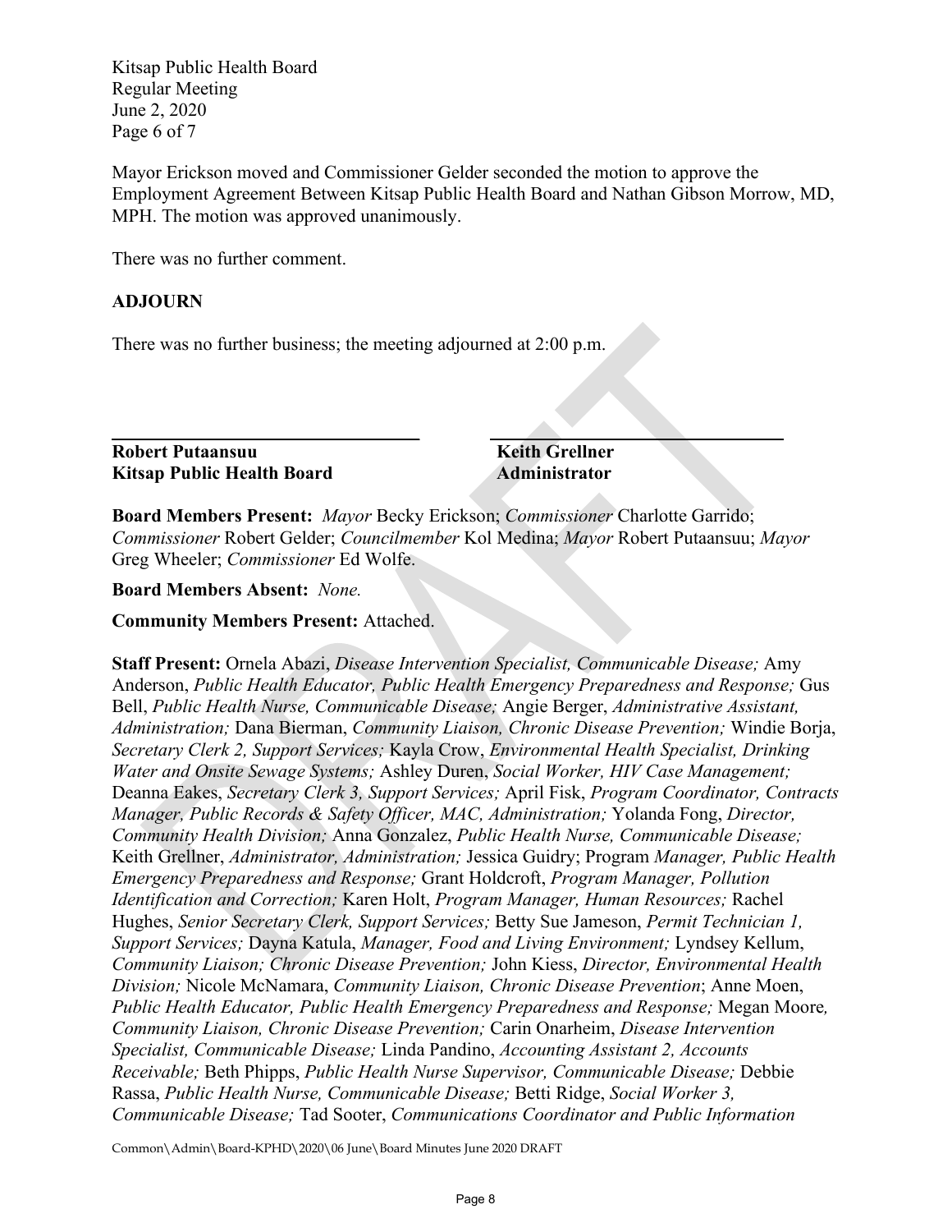Mayor Erickson moved and Commissioner Gelder seconded the motion to approve the Employment Agreement Between Kitsap Public Health Board and Nathan Gibson Morrow, MD, MPH. The motion was approved unanimously.

There was no further comment.

**ADJOURN**

There was no further business; the meeting adjourned at 2:00 p.m.

| **Robert Putaansuu** | **Keith Grellner** |
|---|---|
| **Kitsap Public Health Board** | **Administrator** |

**Board Members Present:** *Mayor* Becky Erickson; *Commissioner* Charlotte Garrido; *Commissioner* Robert Gelder; *Councilmember* Kol Medina; *Mayor* Robert Putaansuu; *Mayor* Greg Wheeler; *Commissioner* Ed Wolfe.

**Board Members Absent:** *None.*

**Community Members Present:** Attached.

**Staff Present:** Ornela Abazi, *Disease Intervention Specialist, Communicable Disease;* Amy Anderson, *Public Health Educator, Public Health Emergency Preparedness and Response;* Gus Bell, *Public Health Nurse, Communicable Disease;* Angie Berger, *Administrative Assistant, Administration;* Dana Bierman, *Community Liaison, Chronic Disease Prevention;* Windie Borja, *Secretary Clerk 2, Support Services;* Kayla Crow, *Environmental Health Specialist, Drinking Water and Onsite Sewage Systems;* Ashley Duren, *Social Worker, HIV Case Management;* Deanna Eakes, *Secretary Clerk 3, Support Services;* April Fisk, *Program Coordinator, Contracts Manager, Public Records & Safety Officer, MAC, Administration;* Yolanda Fong, *Director, Community Health Division;* Anna Gonzalez, *Public Health Nurse, Communicable Disease;* Keith Grellner, *Administrator, Administration;* Jessica Guidry; Program *Manager, Public Health Emergency Preparedness and Response;* Grant Holdcroft, *Program Manager, Pollution Identification and Correction;* Karen Holt, *Program Manager, Human Resources;* Rachel Hughes, *Senior Secretary Clerk, Support Services;* Betty Sue Jameson, *Permit Technician 1, Support Services;* Dayna Katula, *Manager, Food and Living Environment;* Lyndsey Kellum, *Community Liaison; Chronic Disease Prevention;* John Kiess, *Director, Environmental Health Division;* Nicole McNamara, *Community Liaison, Chronic Disease Prevention*; Anne Moen, *Public Health Educator, Public Health Emergency Preparedness and Response;* Megan Moore*, Community Liaison, Chronic Disease Prevention;* Carin Onarheim, *Disease Intervention Specialist, Communicable Disease;* Linda Pandino, *Accounting Assistant 2, Accounts Receivable;* Beth Phipps, *Public Health Nurse Supervisor, Communicable Disease;* Debbie Rassa, *Public Health Nurse, Communicable Disease;* Betti Ridge, *Social Worker 3, Communicable Disease;* Tad Sooter, *Communications Coordinator and Public Information*

Common\Admin\Board-KPHD\2020\06 June\Board Minutes June 2020 DRAFT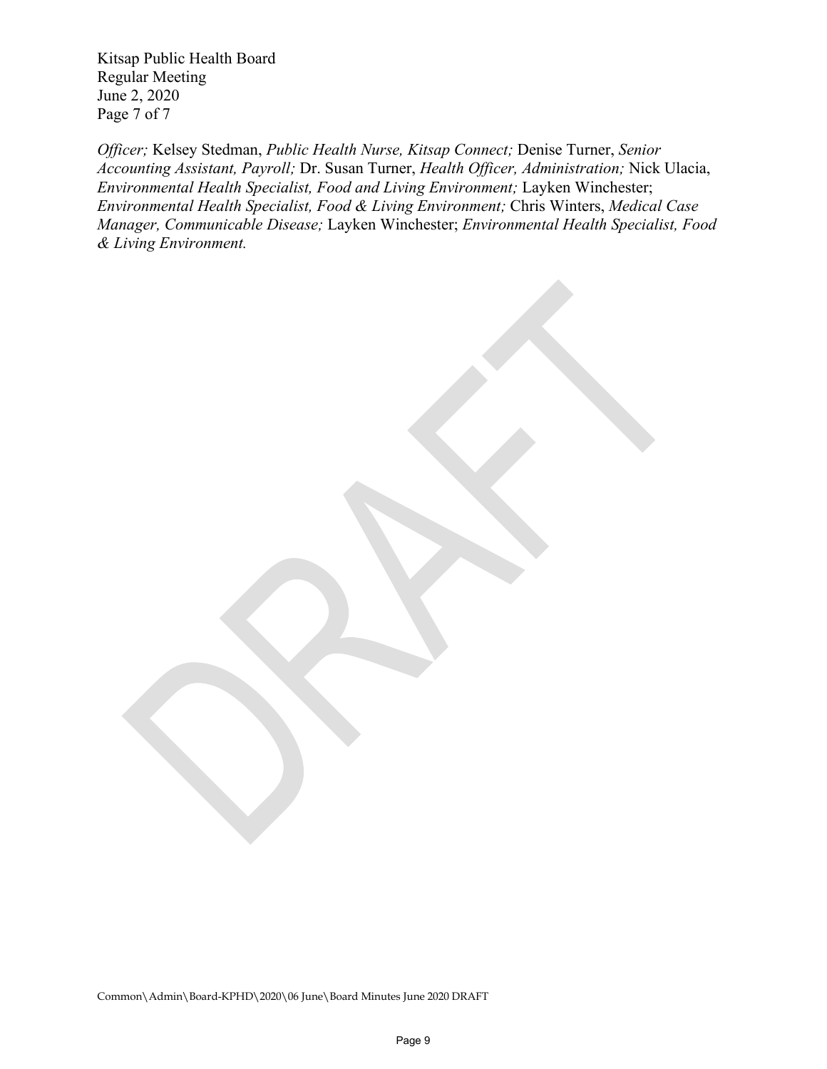*Officer;* Kelsey Stedman, *Public Health Nurse, Kitsap Connect;* Denise Turner, *Senior Accounting Assistant, Payroll;* Dr. Susan Turner, *Health Officer, Administration;* Nick Ulacia, *Environmental Health Specialist, Food and Living Environment;* Layken Winchester; *Environmental Health Specialist, Food & Living Environment;* Chris Winters, *Medical Case Manager, Communicable Disease;* Layken Winchester; *Environmental Health Specialist, Food & Living Environment.*

DRAFT

Common\Admin\Board-KPHD\2020\06 June\Board Minutes June 2020 DRAFT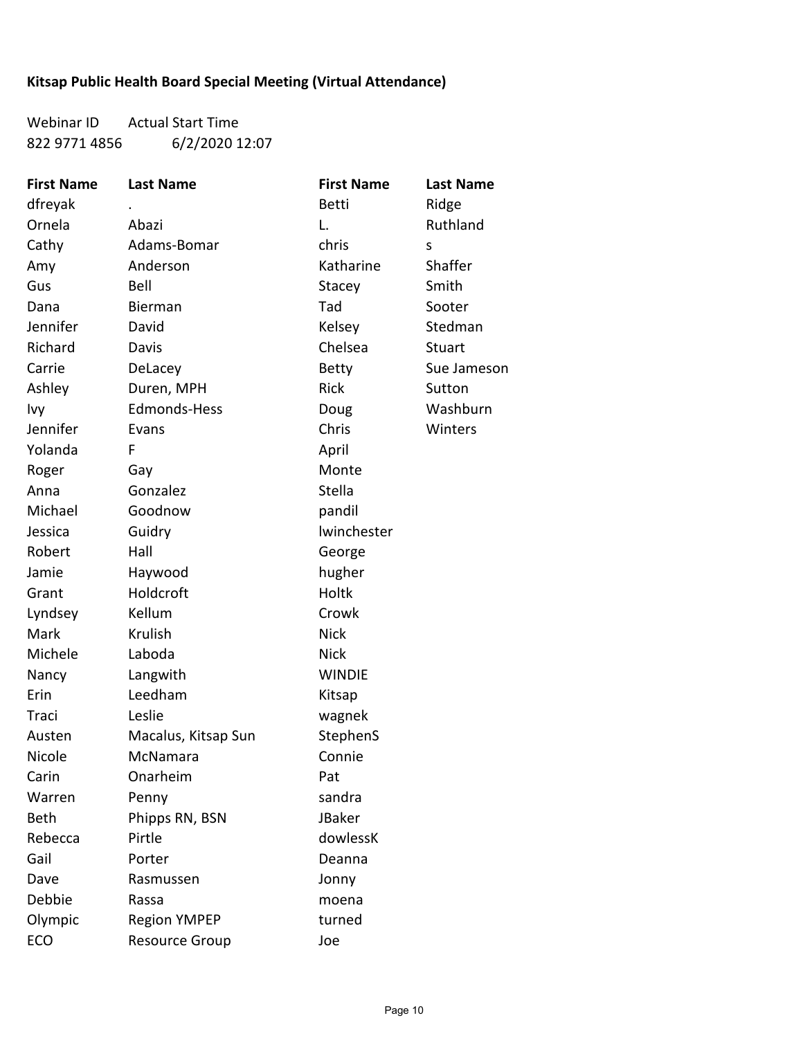**Kitsap Public Health Board Special Meeting (Virtual Attendance)**

| Webinar ID | Actual Start Time |
|---|---|
| 822 9771 4856 | 6/2/2020 12:07 |

| First Name | Last Name | First Name | Last Name |
|---|---|---|---|
| dfreyak | . | Betti | Ridge |
| Ornela | Abazi | L. | Ruthland |
| Cathy | Adams-Bomar | chris | s |
| Amy | Anderson | Katharine | Shaffer |
| Gus | Bell | Stacey | Smith |
| Dana | Bierman | Tad | Sooter |
| Jennifer | David | Kelsey | Stedman |
| Richard | Davis | Chelsea | Stuart |
| Carrie | DeLacey | Betty | Sue Jameson |
| Ashley | Duren, MPH | Rick | Sutton |
| Ivy | Edmonds-Hess | Doug | Washburn |
| Jennifer | Evans | Chris | Winters |
| Yolanda | F | April | |
| Roger | Gay | Monte | |
| Anna | Gonzalez | Stella | |
| Michael | Goodnow | pandil | |
| Jessica | Guidry | lwinchester | |
| Robert | Hall | George | |
| Jamie | Haywood | hugher | |
| Grant | Holdcroft | Holtk | |
| Lyndsey | Kellum | Crowk | |
| Mark | Krulish | Nick | |
| Michele | Laboda | Nick | |
| Nancy | Langwith | WINDIE | |
| Erin | Leedham | Kitsap | |
| Traci | Leslie | wagnek | |
| Austen | Macalus, Kitsap Sun | StephenS | |
| Nicole | McNamara | Connie | |
| Carin | Onarheim | Pat | |
| Warren | Penny | sandra | |
| Beth | Phipps RN, BSN | JBaker | |
| Rebecca | Pirtle | dowlessK | |
| Gail | Porter | Deanna | |
| Dave | Rasmussen | Jonny | |
| Debbie | Rassa | moena | |
| Olympic | Region YMPEP | turned | |
| ECO | Resource Group | Joe | |